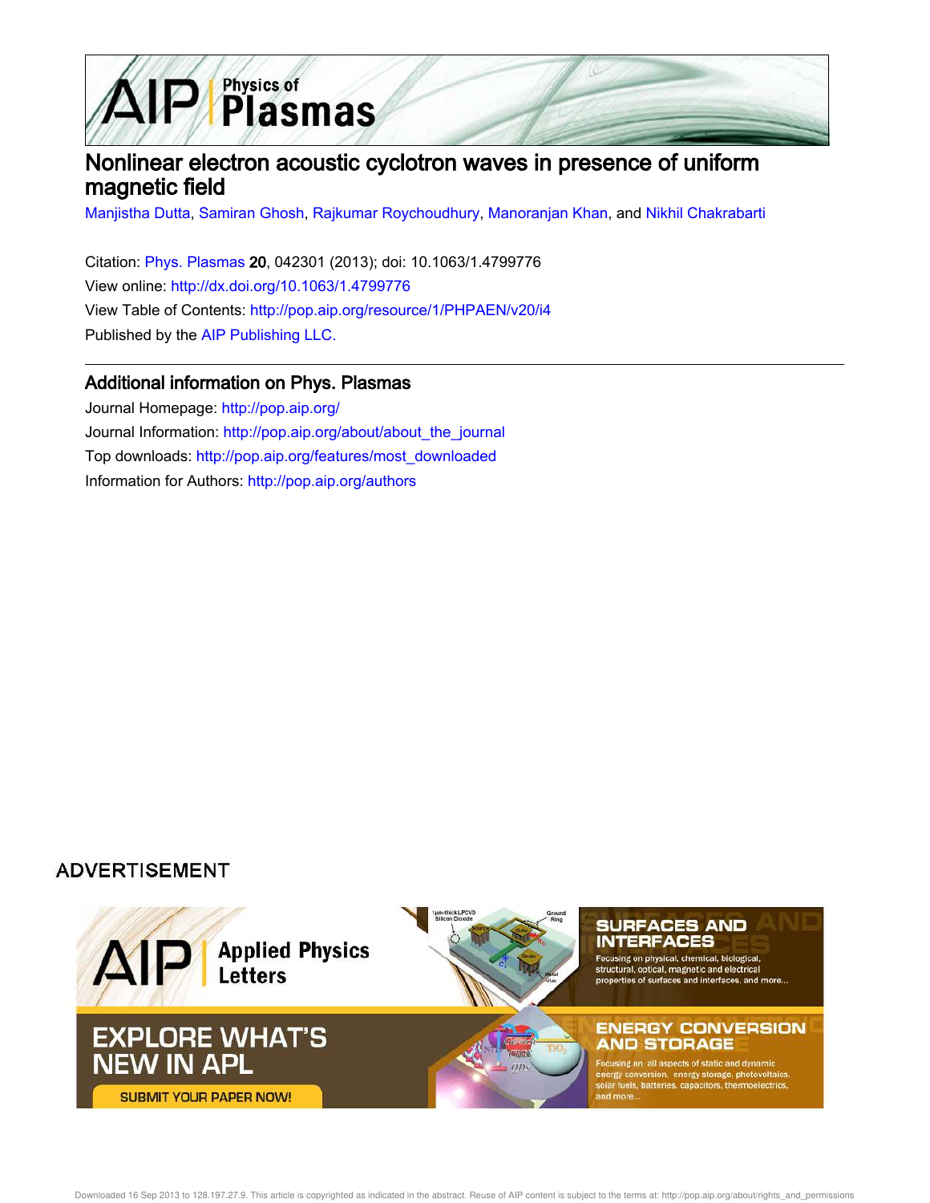# Nonlinear electron acoustic cyclotron waves in presence of uniform magnetic field

Manjistha Dutta, Samiran Ghosh, Rajkumar Roychoudhury, Manoranjan Khan, and Nikhil Chakrabarti

Citation: Phys. Plasmas **20**, 042301 (2013); doi: 10.1063/1.4799776

View online: http://dx.doi.org/10.1063/1.4799776

View Table of Contents: http://pop.aip.org/resource/1/PHPAEN/v20/i4

Published by the AIP Publishing LLC.

## Additional information on Phys. Plasmas

Journal Homepage: http://pop.aip.org/

Journal Information: http://pop.aip.org/about/about_the_journal

Top downloads: http://pop.aip.org/features/most_downloaded

Information for Authors: http://pop.aip.org/authors

ADVERTISEMENT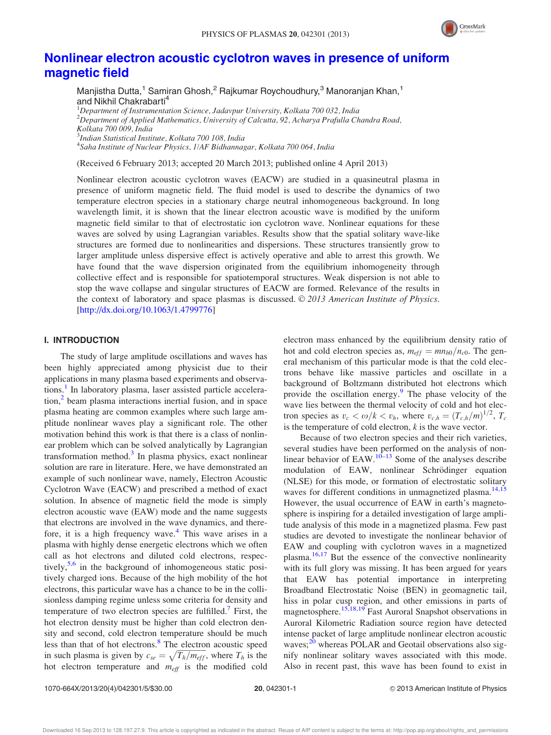# Nonlinear electron acoustic cyclotron waves in presence of uniform magnetic field

Manjistha Dutta,[1] Samiran Ghosh,[2] Rajkumar Roychoudhury,[3] Manoranjan Khan,[1] and Nikhil Chakrabarti[4]

[1]*Department of Instrumentation Science, Jadavpur University, Kolkata 700 032, India*
[2]*Department of Applied Mathematics, University of Calcutta, 92, Acharya Prafulla Chandra Road, Kolkata 700 009, India*
[3]*Indian Statistical Institute, Kolkata 700 108, India*
[4]*Saha Institute of Nuclear Physics, 1/AF Bidhannagar, Kolkata 700 064, India*

(Received 6 February 2013; accepted 20 March 2013; published online 4 April 2013)

Nonlinear electron acoustic cyclotron waves (EACW) are studied in a quasineutral plasma in presence of uniform magnetic field. The fluid model is used to describe the dynamics of two temperature electron species in a stationary charge neutral inhomogeneous background. In long wavelength limit, it is shown that the linear electron acoustic wave is modified by the uniform magnetic field similar to that of electrostatic ion cyclotron wave. Nonlinear equations for these waves are solved by using Lagrangian variables. Results show that the spatial solitary wave-like structures are formed due to nonlinearities and dispersions. These structures transiently grow to larger amplitude unless dispersive effect is actively operative and able to arrest this growth. We have found that the wave dispersion originated from the equilibrium inhomogeneity through collective effect and is responsible for spatiotemporal structures. Weak dispersion is not able to stop the wave collapse and singular structures of EACW are formed. Relevance of the results in the context of laboratory and space plasmas is discussed. © *2013 American Institute of Physics*. [http://dx.doi.org/10.1063/1.4799776]

## I. INTRODUCTION

The study of large amplitude oscillations and waves has been highly appreciated among physicist due to their applications in many plasma based experiments and observations.[1] In laboratory plasma, laser assisted particle acceleration,[2] beam plasma interactions inertial fusion, and in space plasma heating are common examples where such large amplitude nonlinear waves play a significant role. The other motivation behind this work is that there is a class of nonlinear problem which can be solved analytically by Lagrangian transformation method.[3] In plasma physics, exact nonlinear solution are rare in literature. Here, we have demonstrated an example of such nonlinear wave, namely, Electron Acoustic Cyclotron Wave (EACW) and prescribed a method of exact solution. In absence of magnetic field the mode is simply electron acoustic wave (EAW) mode and the name suggests that electrons are involved in the wave dynamics, and therefore, it is a high frequency wave.[4] This wave arises in a plasma with highly dense energetic electrons which we often call as hot electrons and diluted cold electrons, respectively,[5,6] in the background of inhomogeneous static positively charged ions. Because of the high mobility of the hot electrons, this particular wave has a chance to be in the collisionless damping regime unless some criteria for density and temperature of two electron species are fulfilled.[7] First, the hot electron density must be higher than cold electron density and second, cold electron temperature should be much less than that of hot electrons.[8] The electron acoustic speed in such plasma is given by $c_{se} = \sqrt{T_h/m_{eff}}$, where $T_h$ is the hot electron temperature and $m_{eff}$ is the modified cold electron mass enhanced by the equilibrium density ratio of hot and cold electron species as, $m_{eff} = mn_{h0}/n_{c0}$. The general mechanism of this particular mode is that the cold electrons behave like massive particles and oscillate in a background of Boltzmann distributed hot electrons which provide the oscillation energy.[9] The phase velocity of the wave lies between the thermal velocity of cold and hot electron species as $v_c < \omega/k < v_h$, where $v_{c,h} = (T_{c,h}/m)^{1/2}$, $T_c$ is the temperature of cold electron, $k$ is the wave vector.

Because of two electron species and their rich varieties, several studies have been performed on the analysis of nonlinear behavior of EAW.[10–13] Some of the analyses describe modulation of EAW, nonlinear Schrödinger equation (NLSE) for this mode, or formation of electrostatic solitary waves for different conditions in unmagnetized plasma.[14,15] However, the usual occurrence of EAW in earth's magnetosphere is inspiring for a detailed investigation of large amplitude analysis of this mode in a magnetized plasma. Few past studies are devoted to investigate the nonlinear behavior of EAW and coupling with cyclotron waves in a magnetized plasma.[16,17] But the essence of the convective nonlinearity with its full glory was missing. It has been argued for years that EAW has potential importance in interpreting Broadband Electrostatic Noise (BEN) in geomagnetic tail, hiss in polar cusp region, and other emissions in parts of magnetosphere.[15,18,19] Fast Auroral Snapshot observations in Auroral Kilometric Radiation source region have detected intense packet of large amplitude nonlinear electron acoustic waves;[20] whereas POLAR and Geotail observations also signify nonlinear solitary waves associated with this mode. Also in recent past, this wave has been found to exist in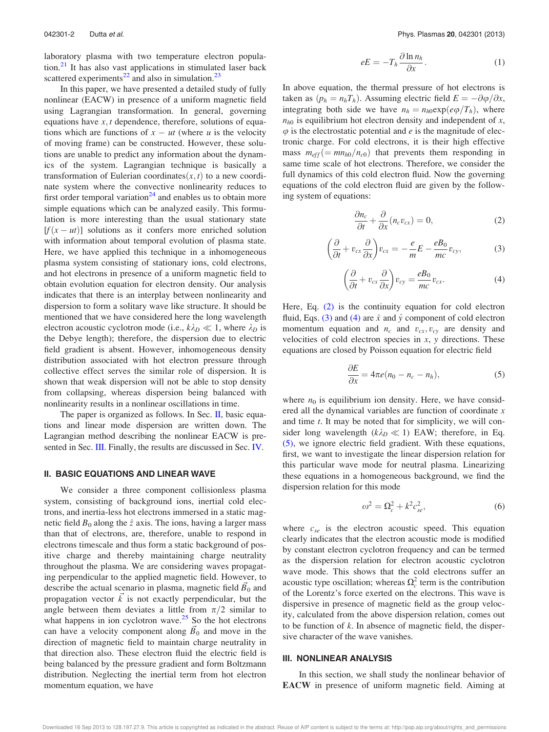laboratory plasma with two temperature electron population.[21] It has also vast applications in stimulated laser back scattered experiments[22] and also in simulation.[23]

In this paper, we have presented a detailed study of fully nonlinear (EACW) in presence of a uniform magnetic field using Lagrangian transformation. In general, governing equations have $x, t$ dependence, therefore, solutions of equations which are functions of $x - ut$ (where $u$ is the velocity of moving frame) can be constructed. However, these solutions are unable to predict any information about the dynamics of the system. Lagrangian technique is basically a transformation of Eulerian coordinates$(x, t)$ to a new coordinate system where the convective nonlinearity reduces to first order temporal variation[24] and enables us to obtain more simple equations which can be analyzed easily. This formulation is more interesting than the usual stationary state $[f(x - ut)]$ solutions as it confers more enriched solution with information about temporal evolution of plasma state. Here, we have applied this technique in a inhomogeneous plasma system consisting of stationary ions, cold electrons, and hot electrons in presence of a uniform magnetic field to obtain evolution equation for electron density. Our analysis indicates that there is an interplay between nonlinearity and dispersion to form a solitary wave like structure. It should be mentioned that we have considered here the long wavelength electron acoustic cyclotron mode (i.e., $k\lambda_D \ll 1$, where $\lambda_D$ is the Debye length); therefore, the dispersion due to electric field gradient is absent. However, inhomogeneous density distribution associated with hot electron pressure through collective effect serves the similar role of dispersion. It is shown that weak dispersion will not be able to stop density from collapsing, whereas dispersion being balanced with nonlinearity results in a nonlinear oscillations in time.

The paper is organized as follows. In Sec. II, basic equations and linear mode dispersion are written down. The Lagrangian method describing the nonlinear EACW is presented in Sec. III. Finally, the results are discussed in Sec. IV.

## II. BASIC EQUATIONS AND LINEAR WAVE

We consider a three component collisionless plasma system, consisting of background ions, inertial cold electrons, and inertia-less hot electrons immersed in a static magnetic field $B_0$ along the $\hat{z}$ axis. The ions, having a larger mass than that of electrons, are, therefore, unable to respond in electrons timescale and thus form a static background of positive charge and thereby maintaining charge neutrality throughout the plasma. We are considering waves propagating perpendicular to the applied magnetic field. However, to describe the actual scenario in plasma, magnetic field $\vec{B}_0$ and propagation vector $\vec{k}$ is not exactly perpendicular, but the angle between them deviates a little from $\pi/2$ similar to what happens in ion cyclotron wave.[25] So the hot electrons can have a velocity component along $\vec{B}_0$ and move in the direction of magnetic field to maintain charge neutrality in that direction also. These electron fluid the electric field is being balanced by the pressure gradient and form Boltzmann distribution. Neglecting the inertial term from hot electron momentum equation, we have

$$eE = -T_h \frac{\partial \ln n_h}{\partial x}. \tag{1}$$

In above equation, the thermal pressure of hot electrons is taken as $(p_h = n_h T_h)$. Assuming electric field $E = -\partial\varphi/\partial x$, integrating both side we have $n_h = n_{h0}\exp(e\varphi/T_h)$, where $n_{h0}$ is equilibrium hot electron density and independent of $x$, $\varphi$ is the electrostatic potential and $e$ is the magnitude of electronic charge. For cold electrons, it is their high effective mass $m_{eff}(= mn_{h0}/n_{c0})$ that prevents them responding in same time scale of hot electrons. Therefore, we consider the full dynamics of this cold electron fluid. Now the governing equations of the cold electron fluid are given by the following system of equations:

$$\frac{\partial n_c}{\partial t} + \frac{\partial}{\partial x}(n_c v_{cx}) = 0, \tag{2}$$

$$\left(\frac{\partial}{\partial t} + v_{cx}\frac{\partial}{\partial x}\right)v_{cx} = -\frac{e}{m}E - \frac{eB_0}{mc}v_{cy}, \tag{3}$$

$$\left(\frac{\partial}{\partial t} + v_{cx}\frac{\partial}{\partial x}\right)v_{cy} = \frac{eB_0}{mc}v_{cx}. \tag{4}$$

Here, Eq. (2) is the continuity equation for cold electron fluid, Eqs. (3) and (4) are $\hat{x}$ and $\hat{y}$ component of cold electron momentum equation and $n_c$ and $v_{cx}, v_{cy}$ are density and velocities of cold electron species in $x$, $y$ directions. These equations are closed by Poisson equation for electric field

$$\frac{\partial E}{\partial x} = 4\pi e(n_0 - n_c - n_h), \tag{5}$$

where $n_0$ is equilibrium ion density. Here, we have considered all the dynamical variables are function of coordinate $x$ and time $t$. It may be noted that for simplicity, we will consider long wavelength $(k\lambda_D \ll 1)$ EAW; therefore, in Eq. (5), we ignore electric field gradient. With these equations, first, we want to investigate the linear dispersion relation for this particular wave mode for neutral plasma. Linearizing these equations in a homogeneous background, we find the dispersion relation for this mode

$$\omega^2 = \Omega_c^2 + k^2 c_{se}^2, \tag{6}$$

where $c_{se}$ is the electron acoustic speed. This equation clearly indicates that the electron acoustic mode is modified by constant electron cyclotron frequency and can be termed as the dispersion relation for electron acoustic cyclotron wave mode. This shows that the cold electrons suffer an acoustic type oscillation; whereas $\Omega_c^2$ term is the contribution of the Lorentz's force exerted on the electrons. This wave is dispersive in presence of magnetic field as the group velocity, calculated from the above dispersion relation, comes out to be function of $k$. In absence of magnetic field, the dispersive character of the wave vanishes.

## III. NONLINEAR ANALYSIS

In this section, we shall study the nonlinear behavior of **EACW** in presence of uniform magnetic field. Aiming at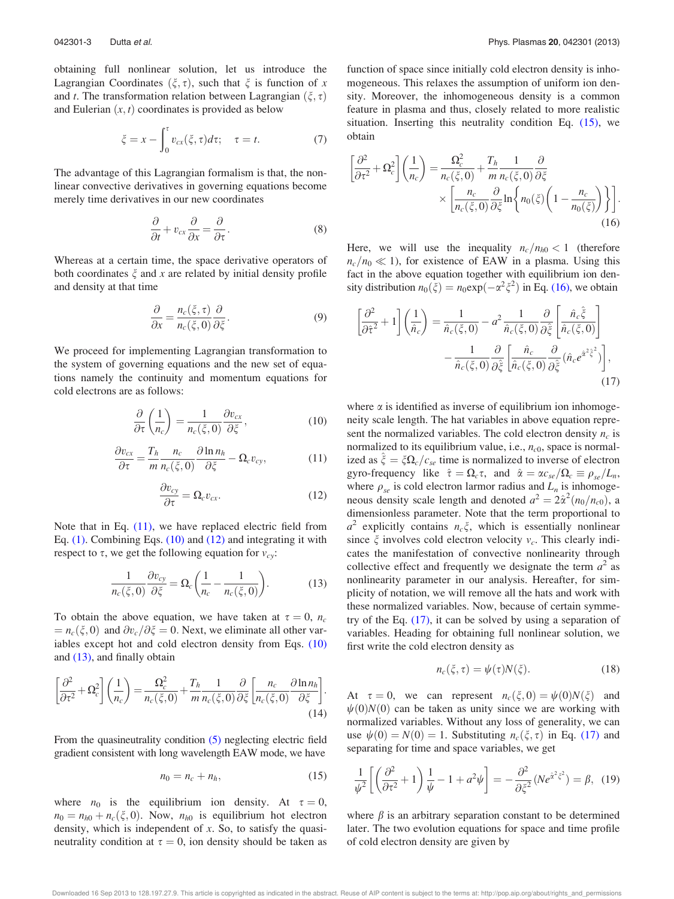obtaining full nonlinear solution, let us introduce the Lagrangian Coordinates $(\xi, \tau)$, such that $\xi$ is function of $x$ and $t$. The transformation relation between Lagrangian $(\xi, \tau)$ and Eulerian $(x, t)$ coordinates is provided as below

$$\xi = x - \int_0^\tau v_{cx}(\xi, \tau) d\tau; \quad \tau = t. \tag{7}$$

The advantage of this Lagrangian formalism is that, the nonlinear convective derivatives in governing equations become merely time derivatives in our new coordinates

$$\frac{\partial}{\partial t} + v_{cx}\frac{\partial}{\partial x} = \frac{\partial}{\partial \tau}. \tag{8}$$

Whereas at a certain time, the space derivative operators of both coordinates $\xi$ and $x$ are related by initial density profile and density at that time

$$\frac{\partial}{\partial x} = \frac{n_c(\xi, \tau)}{n_c(\xi, 0)}\frac{\partial}{\partial \xi}. \tag{9}$$

We proceed for implementing Lagrangian transformation to the system of governing equations and the new set of equations namely the continuity and momentum equations for cold electrons are as follows:

$$\frac{\partial}{\partial \tau}\left(\frac{1}{n_c}\right) = \frac{1}{n_c(\xi, 0)}\frac{\partial v_{cx}}{\partial \xi}, \tag{10}$$

$$\frac{\partial v_{cx}}{\partial \tau} = \frac{T_h}{m}\frac{n_c}{n_c(\xi, 0)}\frac{\partial \ln n_h}{\partial \xi} - \Omega_c v_{cy}, \tag{11}$$

$$\frac{\partial v_{cy}}{\partial \tau} = \Omega_c v_{cx}. \tag{12}$$

Note that in Eq. (11), we have replaced electric field from Eq. (1). Combining Eqs. (10) and (12) and integrating it with respect to $\tau$, we get the following equation for $v_{cy}$:

$$\frac{1}{n_c(\xi, 0)}\frac{\partial v_{cy}}{\partial \xi} = \Omega_c\left(\frac{1}{n_c} - \frac{1}{n_c(\xi, 0)}\right). \tag{13}$$

To obtain the above equation, we have taken at $\tau = 0$, $n_c = n_c(\xi, 0)$ and $\partial v_c/\partial \xi = 0$. Next, we eliminate all other variables except hot and cold electron density from Eqs. (10) and (13), and finally obtain

$$\left[\frac{\partial^2}{\partial \tau^2} + \Omega_c^2\right]\left(\frac{1}{n_c}\right) = \frac{\Omega_c^2}{n_c(\xi, 0)} + \frac{T_h}{m}\frac{1}{n_c(\xi, 0)}\frac{\partial}{\partial \xi}\left[\frac{n_c}{n_c(\xi, 0)}\frac{\partial \ln n_h}{\partial \xi}\right]. \tag{14}$$

From the quasineutrality condition (5) neglecting electric field gradient consistent with long wavelength EAW mode, we have

$$n_0 = n_c + n_h, \tag{15}$$

where $n_0$ is the equilibrium ion density. At $\tau = 0$, $n_0 = n_{h0} + n_c(\xi, 0)$. Now, $n_{h0}$ is equilibrium hot electron density, which is independent of $x$. So, to satisfy the quasineutrality condition at $\tau = 0$, ion density should be taken as function of space since initially cold electron density is inhomogeneous. This relaxes the assumption of uniform ion density. Moreover, the inhomogeneous density is a common feature in plasma and thus, closely related to more realistic situation. Inserting this neutrality condition Eq. (15), we obtain

$$\left[\frac{\partial^2}{\partial \tau^2} + \Omega_c^2\right]\left(\frac{1}{n_c}\right) = \frac{\Omega_c^2}{n_c(\xi, 0)} + \frac{T_h}{m}\frac{1}{n_c(\xi, 0)}\frac{\partial}{\partial \xi} \times \left[\frac{n_c}{n_c(\xi, 0)}\frac{\partial}{\partial \xi}\ln\left\{n_0(\xi)\left(1 - \frac{n_c}{n_0(\xi)}\right)\right\}\right]. \tag{16}$$

Here, we will use the inequality $n_c/n_{h0} < 1$ (therefore $n_c/n_0 \ll 1$), for existence of EAW in a plasma. Using this fact in the above equation together with equilibrium ion density distribution $n_0(\xi) = n_0 \exp(-\alpha^2\xi^2)$ in Eq. (16), we obtain

$$\left[\frac{\partial^2}{\partial \hat{\tau}^2} + 1\right]\left(\frac{1}{\hat{n}_c}\right) = \frac{1}{\hat{n}_c(\xi, 0)} - a^2\frac{1}{\hat{n}_c(\xi, 0)}\frac{\partial}{\partial \hat{\xi}}\left[\frac{\hat{n}_c\hat{\xi}}{\hat{n}_c(\xi, 0)}\right] - \frac{1}{\hat{n}_c(\xi, 0)}\frac{\partial}{\partial \hat{\xi}}\left[\frac{\hat{n}_c}{\hat{n}_c(\xi, 0)}\frac{\partial}{\partial \hat{\xi}}\left(\hat{n}_c e^{\hat{\alpha}^2\hat{\xi}^2}\right)\right], \tag{17}$$

where $\alpha$ is identified as inverse of equilibrium ion inhomogeneity scale length. The hat variables in above equation represent the normalized variables. The cold electron density $n_c$ is normalized to its equilibrium value, i.e., $n_{c0}$, space is normalized as $\hat{\xi} = \xi\Omega_c/c_{se}$ time is normalized to inverse of electron gyro-frequency like $\hat{\tau} = \Omega_c\tau$, and $\hat{\alpha} = \alpha c_{se}/\Omega_c \equiv \rho_{se}/L_n$, where $\rho_{se}$ is cold electron larmor radius and $L_n$ is inhomogeneous density scale length and denoted $a^2 = 2\hat{\alpha}^2(n_0/n_{c0})$, a dimensionless parameter. Note that the term proportional to $a^2$ explicitly contains $n_c\xi$, which is essentially nonlinear since $\xi$ involves cold electron velocity $v_c$. This clearly indicates the manifestation of convective nonlinearity through collective effect and frequently we designate the term $a^2$ as nonlinearity parameter in our analysis. Hereafter, for simplicity of notation, we will remove all the hats and work with these normalized variables. Now, because of certain symmetry of the Eq. (17), it can be solved by using a separation of variables. Heading for obtaining full nonlinear solution, we first write the cold electron density as

$$n_c(\xi, \tau) = \psi(\tau)N(\xi). \tag{18}$$

At $\tau = 0$, we can represent $n_c(\xi, 0) = \psi(0)N(\xi)$ and $\psi(0)N(0)$ can be taken as unity since we are working with normalized variables. Without any loss of generality, we can use $\psi(0) = N(0) = 1$. Substituting $n_c(\xi, \tau)$ in Eq. (17) and separating for time and space variables, we get

$$\frac{1}{\psi^2}\left[\left(\frac{\partial^2}{\partial \tau^2} + 1\right)\frac{1}{\psi} - 1 + a^2\psi\right] = -\frac{\partial^2}{\partial \xi^2}\left(Ne^{\hat{\alpha}^2\xi^2}\right) = \beta, \tag{19}$$

where $\beta$ is an arbitrary separation constant to be determined later. The two evolution equations for space and time profile of cold electron density are given by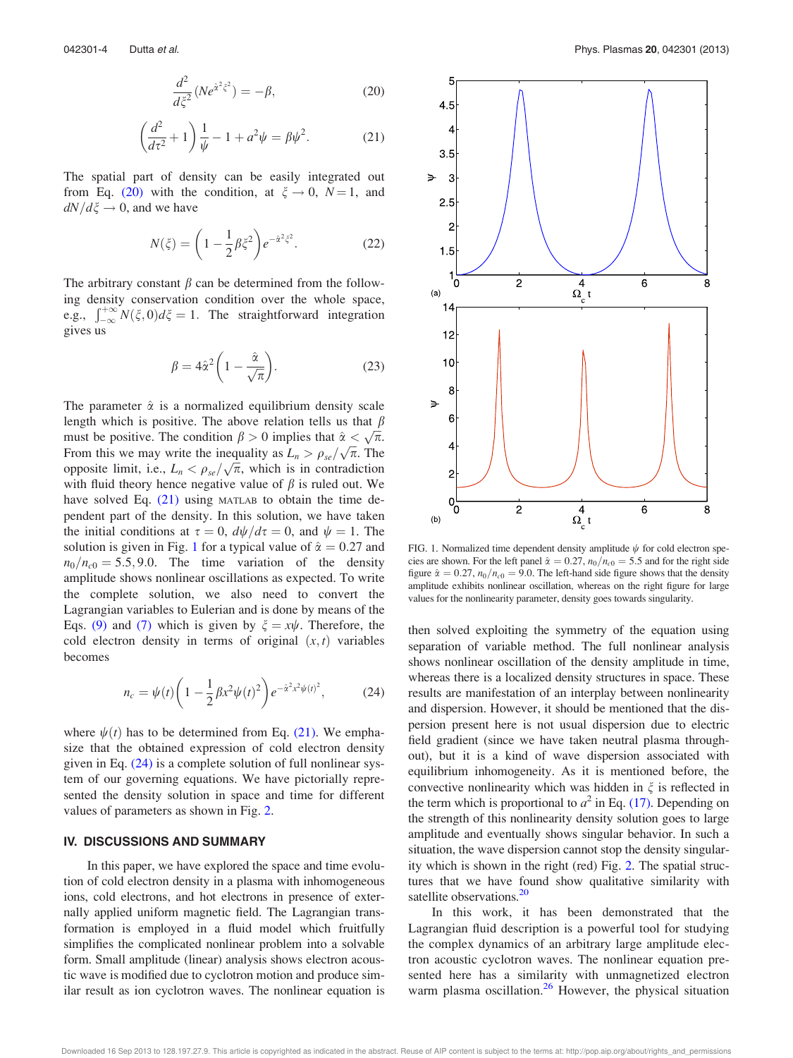$$\frac{d^2}{d\xi^2}(Ne^{\hat{\alpha}^2\xi^2}) = -\beta, \tag{20}$$

$$\left(\frac{d^2}{d\tau^2}+1\right)\frac{1}{\psi} - 1 + a^2\psi = \beta\psi^2. \tag{21}$$

The spatial part of density can be easily integrated out from Eq. (20) with the condition, at $\xi \to 0$, $N = 1$, and $dN/d\xi \to 0$, and we have

$$N(\xi) = \left(1 - \frac{1}{2}\beta\xi^2\right)e^{-\hat{\alpha}^2\xi^2}. \tag{22}$$

The arbitrary constant $\beta$ can be determined from the following density conservation condition over the whole space, e.g., $\int_{-\infty}^{+\infty} N(\xi, 0)d\xi = 1$. The straightforward integration gives us

$$\beta = 4\hat{\alpha}^2\left(1 - \frac{\hat{\alpha}}{\sqrt{\pi}}\right). \tag{23}$$

The parameter $\hat{\alpha}$ is a normalized equilibrium density scale length which is positive. The above relation tells us that $\beta$ must be positive. The condition $\beta > 0$ implies that $\hat{\alpha} < \sqrt{\pi}$. From this we may write the inequality as $L_n > \rho_{se}/\sqrt{\pi}$. The opposite limit, i.e., $L_n < \rho_{se}/\sqrt{\pi}$, which is in contradiction with fluid theory hence negative value of $\beta$ is ruled out. We have solved Eq. (21) using MATLAB to obtain the time dependent part of the density. In this solution, we have taken the initial conditions at $\tau = 0$, $d\psi/d\tau = 0$, and $\psi = 1$. The solution is given in Fig. 1 for a typical value of $\hat{\alpha} = 0.27$ and $n_0/n_{c0} = 5.5, 9.0$. The time variation of the density amplitude shows nonlinear oscillations as expected. To write the complete solution, we also need to convert the Lagrangian variables to Eulerian and is done by means of the Eqs. (9) and (7) which is given by $\xi = x\psi$. Therefore, the cold electron density in terms of original $(x, t)$ variables becomes

$$n_c = \psi(t)\left(1 - \frac{1}{2}\beta x^2\psi(t)^2\right)e^{-\hat{\alpha}^2x^2\psi(t)^2}, \tag{24}$$

where $\psi(t)$ has to be determined from Eq. (21). We emphasize that the obtained expression of cold electron density given in Eq. (24) is a complete solution of full nonlinear system of our governing equations. We have pictorially represented the density solution in space and time for different values of parameters as shown in Fig. 2.

FIG. 1. Normalized time dependent density amplitude $\psi$ for cold electron species are shown. For the left panel $\hat{\alpha} = 0.27$, $n_0/n_{c0} = 5.5$ and for the right side figure $\hat{\alpha} = 0.27$, $n_0/n_{c0} = 9.0$. The left-hand side figure shows that the density amplitude exhibits nonlinear oscillation, whereas on the right figure for large values for the nonlinearity parameter, density goes towards singularity.

## IV. DISCUSSIONS AND SUMMARY

In this paper, we have explored the space and time evolution of cold electron density in a plasma with inhomogeneous ions, cold electrons, and hot electrons in presence of externally applied uniform magnetic field. The Lagrangian transformation is employed in a fluid model which fruitfully simplifies the complicated nonlinear problem into a solvable form. Small amplitude (linear) analysis shows electron acoustic wave is modified due to cyclotron motion and produce similar result as ion cyclotron waves. The nonlinear equation is then solved exploiting the symmetry of the equation using separation of variable method. The full nonlinear analysis shows nonlinear oscillation of the density amplitude in time, whereas there is a localized density structures in space. These results are manifestation of an interplay between nonlinearity and dispersion. However, it should be mentioned that the dispersion present here is not usual dispersion due to electric field gradient (since we have taken neutral plasma throughout), but it is a kind of wave dispersion associated with equilibrium inhomogeneity. As it is mentioned before, the convective nonlinearity which was hidden in $\xi$ is reflected in the term which is proportional to $a^2$ in Eq. (17). Depending on the strength of this nonlinearity density solution goes to large amplitude and eventually shows singular behavior. In such a situation, the wave dispersion cannot stop the density singularity which is shown in the right (red) Fig. 2. The spatial structures that we have found show qualitative similarity with satellite observations.[20]

In this work, it has been demonstrated that the Lagrangian fluid description is a powerful tool for studying the complex dynamics of an arbitrary large amplitude electron acoustic cyclotron waves. The nonlinear equation presented here has a similarity with unmagnetized electron warm plasma oscillation.[26] However, the physical situation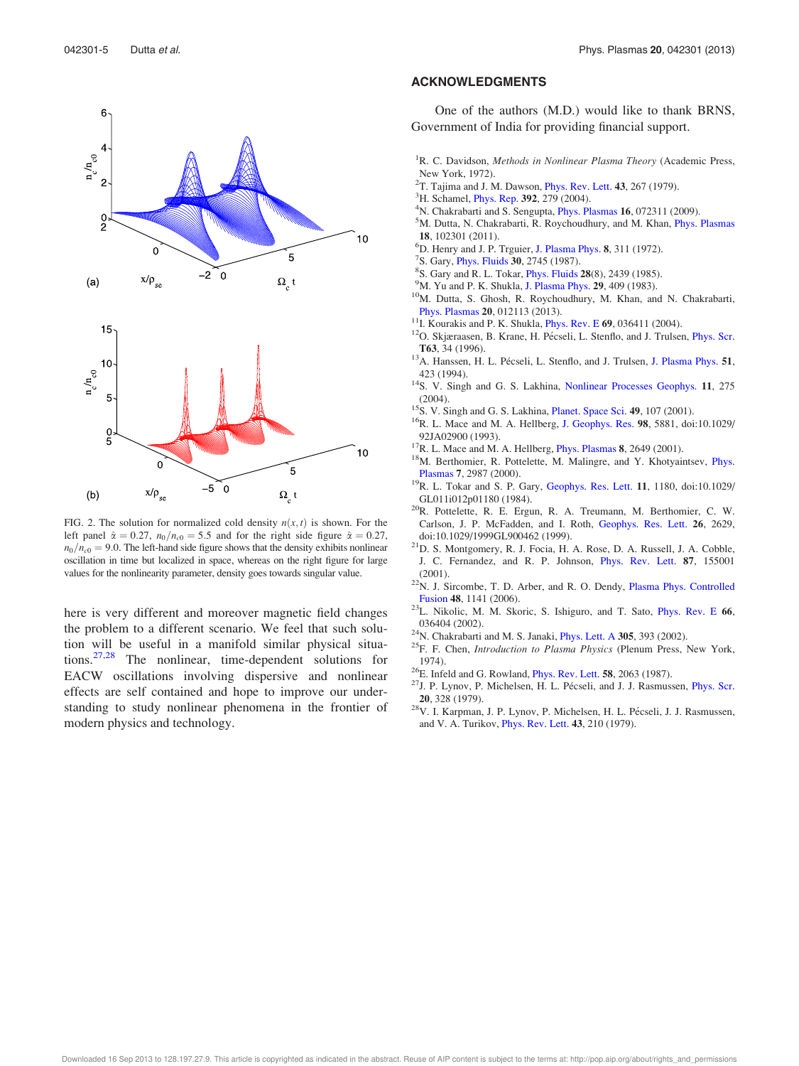6

4

$n_c/n_{c0}$

2

0
2

0

$x/\rho_{se}$

−2 0

5

$\Omega_c t$

10

(a)

15

10

$n_c/n_{c0}$

5

0
5

0

$x/\rho_{se}$

−5 0

5

$\Omega_c t$

10

(b)

FIG. 2. The solution for normalized cold density $n(x,t)$ is shown. For the left panel $\hat{\alpha} = 0.27$, $n_0/n_{c0} = 5.5$ and for the right side figure $\hat{\alpha} = 0.27$, $n_0/n_{c0} = 9.0$. The left-hand side figure shows that the density exhibits nonlinear oscillation in time but localized in space, whereas on the right figure for large values for the nonlinearity parameter, density goes towards singular value.

here is very different and moreover magnetic field changes the problem to a different scenario. We feel that such solution will be useful in a manifold similar physical situations.[27,28] The nonlinear, time-dependent solutions for EACW oscillations involving dispersive and nonlinear effects are self contained and hope to improve our understanding to study nonlinear phenomena in the frontier of modern physics and technology.

## ACKNOWLEDGMENTS

One of the authors (M.D.) would like to thank BRNS, Government of India for providing financial support.

[1] R. C. Davidson, *Methods in Nonlinear Plasma Theory* (Academic Press, New York, 1972).
[2] T. Tajima and J. M. Dawson, Phys. Rev. Lett. **43**, 267 (1979).
[3] H. Schamel, Phys. Rep. **392**, 279 (2004).
[4] N. Chakrabarti and S. Sengupta, Phys. Plasmas **16**, 072311 (2009).
[5] M. Dutta, N. Chakrabarti, R. Roychoudhury, and M. Khan, Phys. Plasmas **18**, 102301 (2011).
[6] D. Henry and J. P. Trguier, J. Plasma Phys. **8**, 311 (1972).
[7] S. Gary, Phys. Fluids **30**, 2745 (1987).
[8] S. Gary and R. L. Tokar, Phys. Fluids **28**(8), 2439 (1985).
[9] M. Yu and P. K. Shukla, J. Plasma Phys. **29**, 409 (1983).
[10] M. Dutta, S. Ghosh, R. Roychoudhury, M. Khan, and N. Chakrabarti, Phys. Plasmas **20**, 012113 (2013).
[11] I. Kourakis and P. K. Shukla, Phys. Rev. E **69**, 036411 (2004).
[12] O. Skjæraasen, B. Krane, H. Pécseli, L. Stenflo, and J. Trulsen, Phys. Scr. **T63**, 34 (1996).
[13] A. Hanssen, H. L. Pécseli, L. Stenflo, and J. Trulsen, J. Plasma Phys. **51**, 423 (1994).
[14] S. V. Singh and G. S. Lakhina, Nonlinear Processes Geophys. **11**, 275 (2004).
[15] S. V. Singh and G. S. Lakhina, Planet. Space Sci. **49**, 107 (2001).
[16] R. L. Mace and M. A. Hellberg, J. Geophys. Res. **98**, 5881, doi:10.1029/92JA02900 (1993).
[17] R. L. Mace and M. A. Hellberg, Phys. Plasmas **8**, 2649 (2001).
[18] M. Berthomier, R. Pottelette, M. Malingre, and Y. Khotyaintsev, Phys. Plasmas **7**, 2987 (2000).
[19] R. L. Tokar and S. P. Gary, Geophys. Res. Lett. **11**, 1180, doi:10.1029/GL011i012p01180 (1984).
[20] R. Pottelette, R. E. Ergun, R. A. Treumann, M. Berthomier, C. W. Carlson, J. P. McFadden, and I. Roth, Geophys. Res. Lett. **26**, 2629, doi:10.1029/1999GL900462 (1999).
[21] D. S. Montgomery, R. J. Focia, H. A. Rose, D. A. Russell, J. A. Cobble, J. C. Fernandez, and R. P. Johnson, Phys. Rev. Lett. **87**, 155001 (2001).
[22] N. J. Sircombe, T. D. Arber, and R. O. Dendy, Plasma Phys. Controlled Fusion **48**, 1141 (2006).
[23] L. Nikolic, M. M. Skoric, S. Ishiguro, and T. Sato, Phys. Rev. E **66**, 036404 (2002).
[24] N. Chakrabarti and M. S. Janaki, Phys. Lett. A **305**, 393 (2002).
[25] F. F. Chen, *Introduction to Plasma Physics* (Plenum Press, New York, 1974).
[26] E. Infeld and G. Rowland, Phys. Rev. Lett. **58**, 2063 (1987).
[27] J. P. Lynov, P. Michelsen, H. L. Pécseli, and J. J. Rasmussen, Phys. Scr. **20**, 328 (1979).
[28] V. I. Karpman, J. P. Lynov, P. Michelsen, H. L. Pécseli, J. J. Rasmussen, and V. A. Turikov, Phys. Rev. Lett. **43**, 210 (1979).